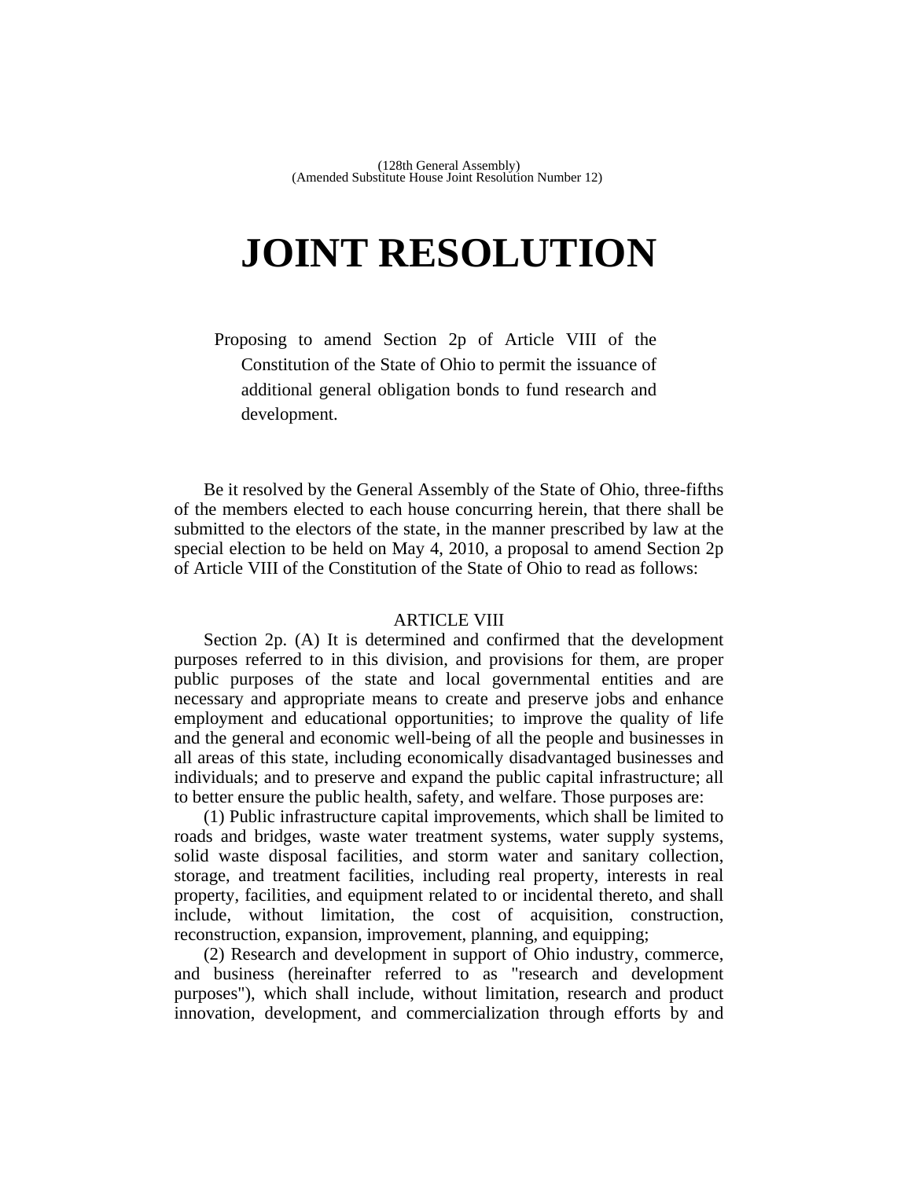(128th General Assembly)
(Amended Substitute House Joint Resolution Number 12)

# JOINT RESOLUTION

Proposing to amend Section 2p of Article VIII of the Constitution of the State of Ohio to permit the issuance of additional general obligation bonds to fund research and development.

Be it resolved by the General Assembly of the State of Ohio, three-fifths of the members elected to each house concurring herein, that there shall be submitted to the electors of the state, in the manner prescribed by law at the special election to be held on May 4, 2010, a proposal to amend Section 2p of Article VIII of the Constitution of the State of Ohio to read as follows:

ARTICLE VIII

Section 2p. (A) It is determined and confirmed that the development purposes referred to in this division, and provisions for them, are proper public purposes of the state and local governmental entities and are necessary and appropriate means to create and preserve jobs and enhance employment and educational opportunities; to improve the quality of life and the general and economic well-being of all the people and businesses in all areas of this state, including economically disadvantaged businesses and individuals; and to preserve and expand the public capital infrastructure; all to better ensure the public health, safety, and welfare. Those purposes are:

(1) Public infrastructure capital improvements, which shall be limited to roads and bridges, waste water treatment systems, water supply systems, solid waste disposal facilities, and storm water and sanitary collection, storage, and treatment facilities, including real property, interests in real property, facilities, and equipment related to or incidental thereto, and shall include, without limitation, the cost of acquisition, construction, reconstruction, expansion, improvement, planning, and equipping;

(2) Research and development in support of Ohio industry, commerce, and business (hereinafter referred to as "research and development purposes"), which shall include, without limitation, research and product innovation, development, and commercialization through efforts by and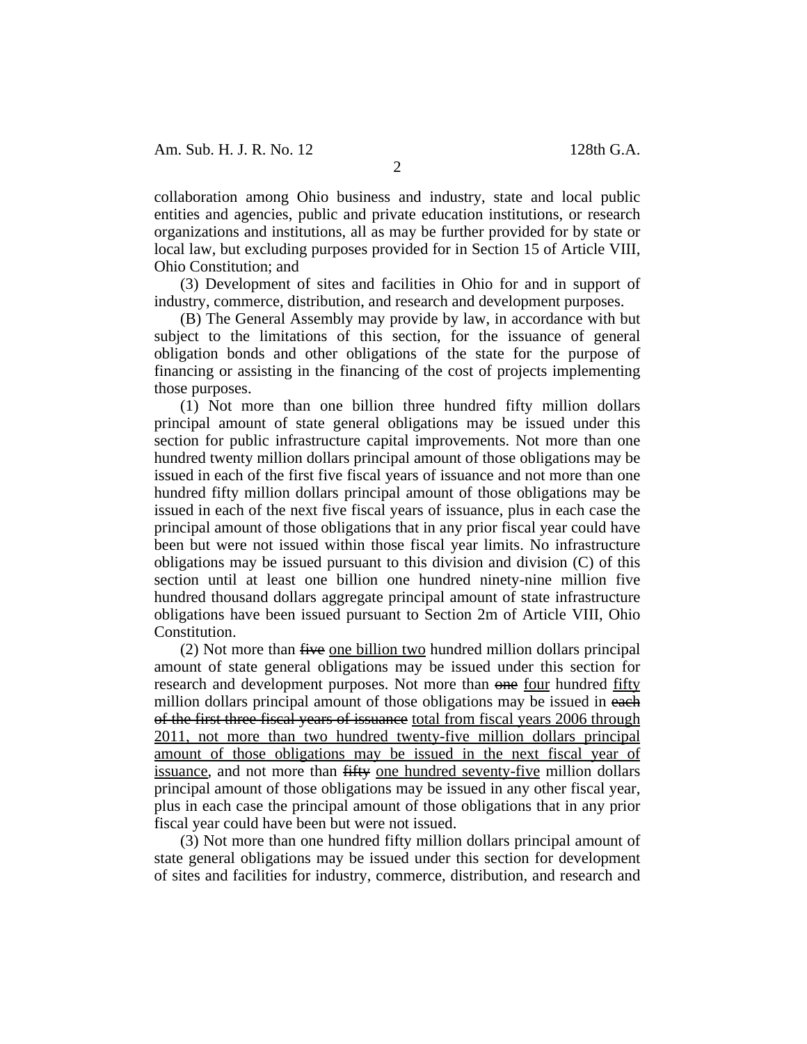collaboration among Ohio business and industry, state and local public entities and agencies, public and private education institutions, or research organizations and institutions, all as may be further provided for by state or local law, but excluding purposes provided for in Section 15 of Article VIII, Ohio Constitution; and

(3) Development of sites and facilities in Ohio for and in support of industry, commerce, distribution, and research and development purposes.

(B) The General Assembly may provide by law, in accordance with but subject to the limitations of this section, for the issuance of general obligation bonds and other obligations of the state for the purpose of financing or assisting in the financing of the cost of projects implementing those purposes.

(1) Not more than one billion three hundred fifty million dollars principal amount of state general obligations may be issued under this section for public infrastructure capital improvements. Not more than one hundred twenty million dollars principal amount of those obligations may be issued in each of the first five fiscal years of issuance and not more than one hundred fifty million dollars principal amount of those obligations may be issued in each of the next five fiscal years of issuance, plus in each case the principal amount of those obligations that in any prior fiscal year could have been but were not issued within those fiscal year limits. No infrastructure obligations may be issued pursuant to this division and division (C) of this section until at least one billion one hundred ninety-nine million five hundred thousand dollars aggregate principal amount of state infrastructure obligations have been issued pursuant to Section 2m of Article VIII, Ohio Constitution.

(2) Not more than ~~five~~ <u>one billion two</u> hundred million dollars principal amount of state general obligations may be issued under this section for research and development purposes. Not more than ~~one~~ <u>four</u> hundred <u>fifty</u> million dollars principal amount of those obligations may be issued in ~~each of the first three fiscal years of issuance~~ <u>total from fiscal years 2006 through 2011, not more than two hundred twenty-five million dollars principal amount of those obligations may be issued in the next fiscal year of issuance</u>, and not more than ~~fifty~~ <u>one hundred seventy-five</u> million dollars principal amount of those obligations may be issued in any other fiscal year, plus in each case the principal amount of those obligations that in any prior fiscal year could have been but were not issued.

(3) Not more than one hundred fifty million dollars principal amount of state general obligations may be issued under this section for development of sites and facilities for industry, commerce, distribution, and research and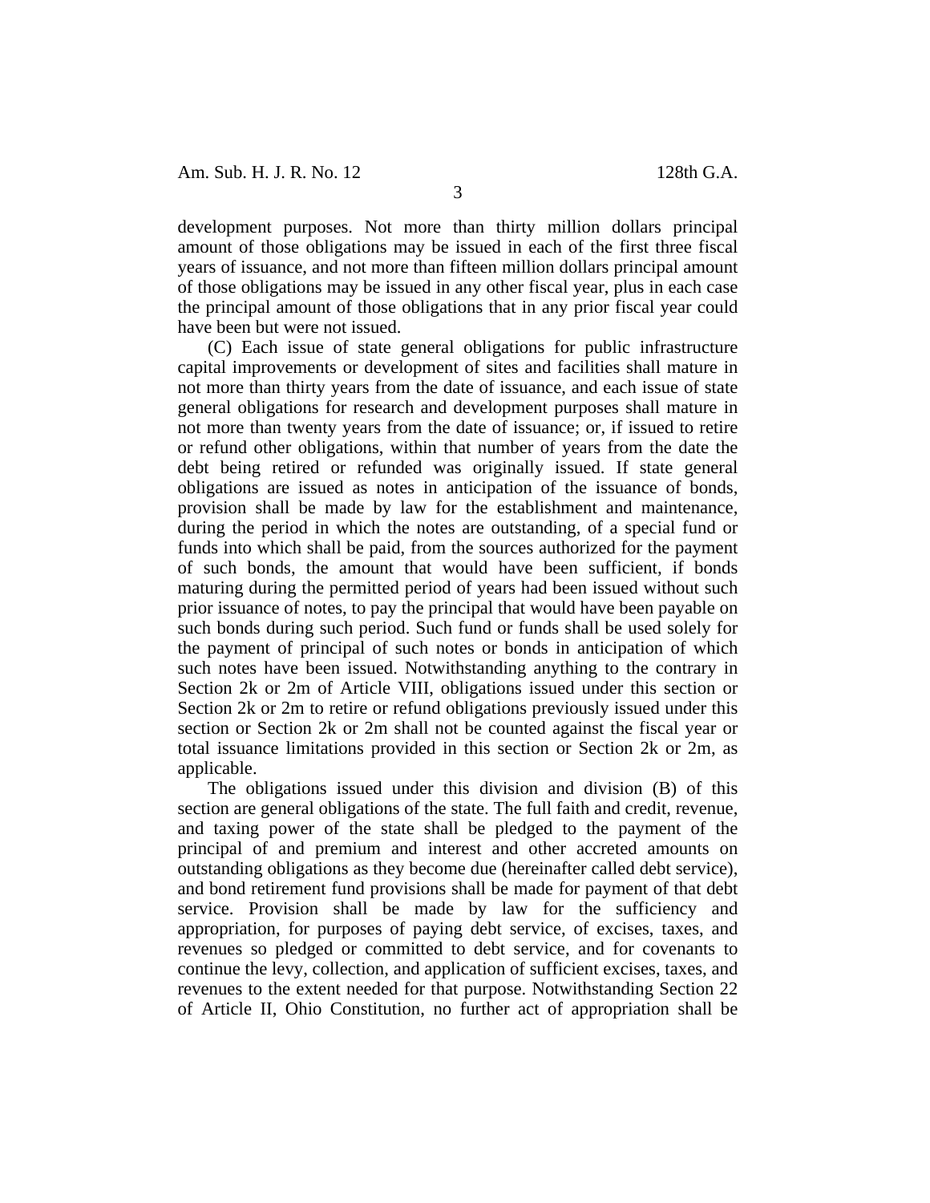development purposes. Not more than thirty million dollars principal amount of those obligations may be issued in each of the first three fiscal years of issuance, and not more than fifteen million dollars principal amount of those obligations may be issued in any other fiscal year, plus in each case the principal amount of those obligations that in any prior fiscal year could have been but were not issued.

(C) Each issue of state general obligations for public infrastructure capital improvements or development of sites and facilities shall mature in not more than thirty years from the date of issuance, and each issue of state general obligations for research and development purposes shall mature in not more than twenty years from the date of issuance; or, if issued to retire or refund other obligations, within that number of years from the date the debt being retired or refunded was originally issued. If state general obligations are issued as notes in anticipation of the issuance of bonds, provision shall be made by law for the establishment and maintenance, during the period in which the notes are outstanding, of a special fund or funds into which shall be paid, from the sources authorized for the payment of such bonds, the amount that would have been sufficient, if bonds maturing during the permitted period of years had been issued without such prior issuance of notes, to pay the principal that would have been payable on such bonds during such period. Such fund or funds shall be used solely for the payment of principal of such notes or bonds in anticipation of which such notes have been issued. Notwithstanding anything to the contrary in Section 2k or 2m of Article VIII, obligations issued under this section or Section 2k or 2m to retire or refund obligations previously issued under this section or Section 2k or 2m shall not be counted against the fiscal year or total issuance limitations provided in this section or Section 2k or 2m, as applicable.

The obligations issued under this division and division (B) of this section are general obligations of the state. The full faith and credit, revenue, and taxing power of the state shall be pledged to the payment of the principal of and premium and interest and other accreted amounts on outstanding obligations as they become due (hereinafter called debt service), and bond retirement fund provisions shall be made for payment of that debt service. Provision shall be made by law for the sufficiency and appropriation, for purposes of paying debt service, of excises, taxes, and revenues so pledged or committed to debt service, and for covenants to continue the levy, collection, and application of sufficient excises, taxes, and revenues to the extent needed for that purpose. Notwithstanding Section 22 of Article II, Ohio Constitution, no further act of appropriation shall be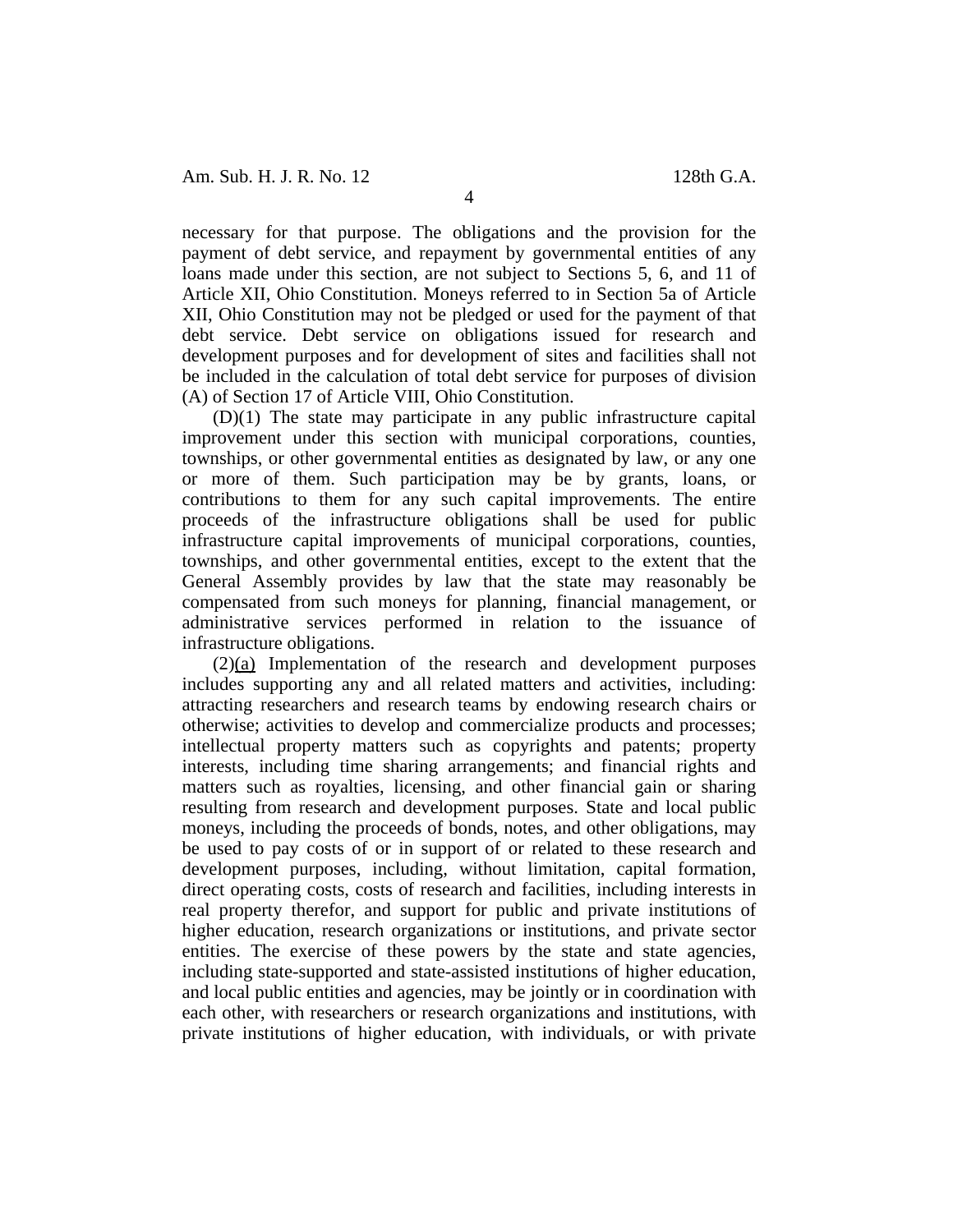necessary for that purpose. The obligations and the provision for the payment of debt service, and repayment by governmental entities of any loans made under this section, are not subject to Sections 5, 6, and 11 of Article XII, Ohio Constitution. Moneys referred to in Section 5a of Article XII, Ohio Constitution may not be pledged or used for the payment of that debt service. Debt service on obligations issued for research and development purposes and for development of sites and facilities shall not be included in the calculation of total debt service for purposes of division (A) of Section 17 of Article VIII, Ohio Constitution.

(D)(1) The state may participate in any public infrastructure capital improvement under this section with municipal corporations, counties, townships, or other governmental entities as designated by law, or any one or more of them. Such participation may be by grants, loans, or contributions to them for any such capital improvements. The entire proceeds of the infrastructure obligations shall be used for public infrastructure capital improvements of municipal corporations, counties, townships, and other governmental entities, except to the extent that the General Assembly provides by law that the state may reasonably be compensated from such moneys for planning, financial management, or administrative services performed in relation to the issuance of infrastructure obligations.

(2)(a) Implementation of the research and development purposes includes supporting any and all related matters and activities, including: attracting researchers and research teams by endowing research chairs or otherwise; activities to develop and commercialize products and processes; intellectual property matters such as copyrights and patents; property interests, including time sharing arrangements; and financial rights and matters such as royalties, licensing, and other financial gain or sharing resulting from research and development purposes. State and local public moneys, including the proceeds of bonds, notes, and other obligations, may be used to pay costs of or in support of or related to these research and development purposes, including, without limitation, capital formation, direct operating costs, costs of research and facilities, including interests in real property therefor, and support for public and private institutions of higher education, research organizations or institutions, and private sector entities. The exercise of these powers by the state and state agencies, including state-supported and state-assisted institutions of higher education, and local public entities and agencies, may be jointly or in coordination with each other, with researchers or research organizations and institutions, with private institutions of higher education, with individuals, or with private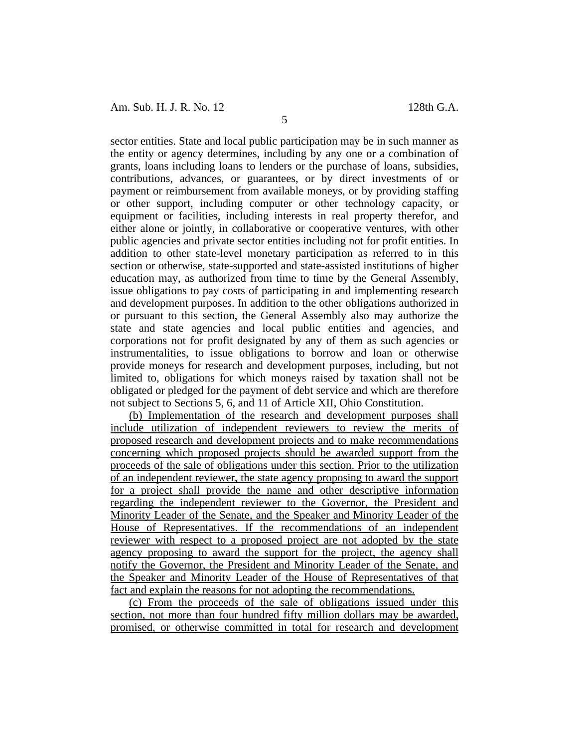sector entities. State and local public participation may be in such manner as the entity or agency determines, including by any one or a combination of grants, loans including loans to lenders or the purchase of loans, subsidies, contributions, advances, or guarantees, or by direct investments of or payment or reimbursement from available moneys, or by providing staffing or other support, including computer or other technology capacity, or equipment or facilities, including interests in real property therefor, and either alone or jointly, in collaborative or cooperative ventures, with other public agencies and private sector entities including not for profit entities. In addition to other state-level monetary participation as referred to in this section or otherwise, state-supported and state-assisted institutions of higher education may, as authorized from time to time by the General Assembly, issue obligations to pay costs of participating in and implementing research and development purposes. In addition to the other obligations authorized in or pursuant to this section, the General Assembly also may authorize the state and state agencies and local public entities and agencies, and corporations not for profit designated by any of them as such agencies or instrumentalities, to issue obligations to borrow and loan or otherwise provide moneys for research and development purposes, including, but not limited to, obligations for which moneys raised by taxation shall not be obligated or pledged for the payment of debt service and which are therefore not subject to Sections 5, 6, and 11 of Article XII, Ohio Constitution.

(b) Implementation of the research and development purposes shall include utilization of independent reviewers to review the merits of proposed research and development projects and to make recommendations concerning which proposed projects should be awarded support from the proceeds of the sale of obligations under this section. Prior to the utilization of an independent reviewer, the state agency proposing to award the support for a project shall provide the name and other descriptive information regarding the independent reviewer to the Governor, the President and Minority Leader of the Senate, and the Speaker and Minority Leader of the House of Representatives. If the recommendations of an independent reviewer with respect to a proposed project are not adopted by the state agency proposing to award the support for the project, the agency shall notify the Governor, the President and Minority Leader of the Senate, and the Speaker and Minority Leader of the House of Representatives of that fact and explain the reasons for not adopting the recommendations.

(c) From the proceeds of the sale of obligations issued under this section, not more than four hundred fifty million dollars may be awarded, promised, or otherwise committed in total for research and development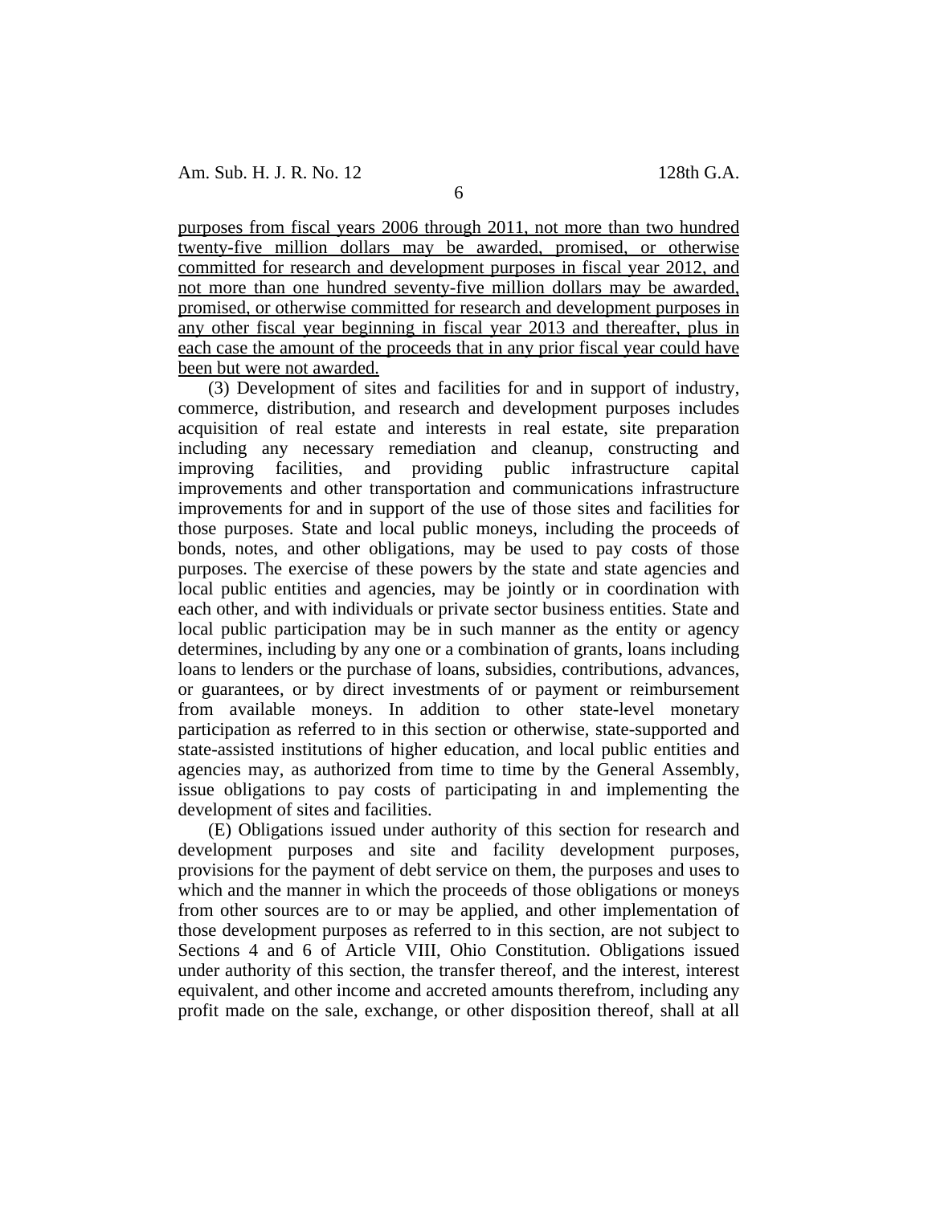purposes from fiscal years 2006 through 2011, not more than two hundred twenty-five million dollars may be awarded, promised, or otherwise committed for research and development purposes in fiscal year 2012, and not more than one hundred seventy-five million dollars may be awarded, promised, or otherwise committed for research and development purposes in any other fiscal year beginning in fiscal year 2013 and thereafter, plus in each case the amount of the proceeds that in any prior fiscal year could have been but were not awarded.

(3) Development of sites and facilities for and in support of industry, commerce, distribution, and research and development purposes includes acquisition of real estate and interests in real estate, site preparation including any necessary remediation and cleanup, constructing and improving facilities, and providing public infrastructure capital improvements and other transportation and communications infrastructure improvements for and in support of the use of those sites and facilities for those purposes. State and local public moneys, including the proceeds of bonds, notes, and other obligations, may be used to pay costs of those purposes. The exercise of these powers by the state and state agencies and local public entities and agencies, may be jointly or in coordination with each other, and with individuals or private sector business entities. State and local public participation may be in such manner as the entity or agency determines, including by any one or a combination of grants, loans including loans to lenders or the purchase of loans, subsidies, contributions, advances, or guarantees, or by direct investments of or payment or reimbursement from available moneys. In addition to other state-level monetary participation as referred to in this section or otherwise, state-supported and state-assisted institutions of higher education, and local public entities and agencies may, as authorized from time to time by the General Assembly, issue obligations to pay costs of participating in and implementing the development of sites and facilities.

(E) Obligations issued under authority of this section for research and development purposes and site and facility development purposes, provisions for the payment of debt service on them, the purposes and uses to which and the manner in which the proceeds of those obligations or moneys from other sources are to or may be applied, and other implementation of those development purposes as referred to in this section, are not subject to Sections 4 and 6 of Article VIII, Ohio Constitution. Obligations issued under authority of this section, the transfer thereof, and the interest, interest equivalent, and other income and accreted amounts therefrom, including any profit made on the sale, exchange, or other disposition thereof, shall at all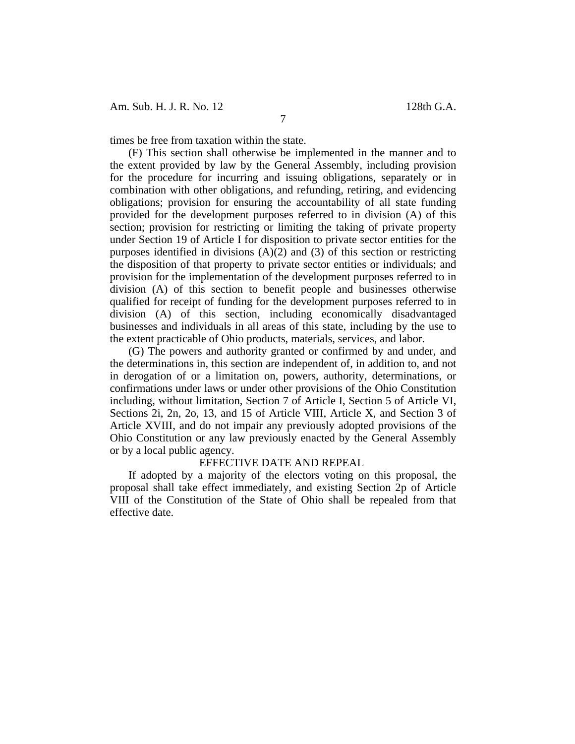times be free from taxation within the state.

(F) This section shall otherwise be implemented in the manner and to the extent provided by law by the General Assembly, including provision for the procedure for incurring and issuing obligations, separately or in combination with other obligations, and refunding, retiring, and evidencing obligations; provision for ensuring the accountability of all state funding provided for the development purposes referred to in division (A) of this section; provision for restricting or limiting the taking of private property under Section 19 of Article I for disposition to private sector entities for the purposes identified in divisions (A)(2) and (3) of this section or restricting the disposition of that property to private sector entities or individuals; and provision for the implementation of the development purposes referred to in division (A) of this section to benefit people and businesses otherwise qualified for receipt of funding for the development purposes referred to in division (A) of this section, including economically disadvantaged businesses and individuals in all areas of this state, including by the use to the extent practicable of Ohio products, materials, services, and labor.

(G) The powers and authority granted or confirmed by and under, and the determinations in, this section are independent of, in addition to, and not in derogation of or a limitation on, powers, authority, determinations, or confirmations under laws or under other provisions of the Ohio Constitution including, without limitation, Section 7 of Article I, Section 5 of Article VI, Sections 2i, 2n, 2o, 13, and 15 of Article VIII, Article X, and Section 3 of Article XVIII, and do not impair any previously adopted provisions of the Ohio Constitution or any law previously enacted by the General Assembly or by a local public agency.

EFFECTIVE DATE AND REPEAL

If adopted by a majority of the electors voting on this proposal, the proposal shall take effect immediately, and existing Section 2p of Article VIII of the Constitution of the State of Ohio shall be repealed from that effective date.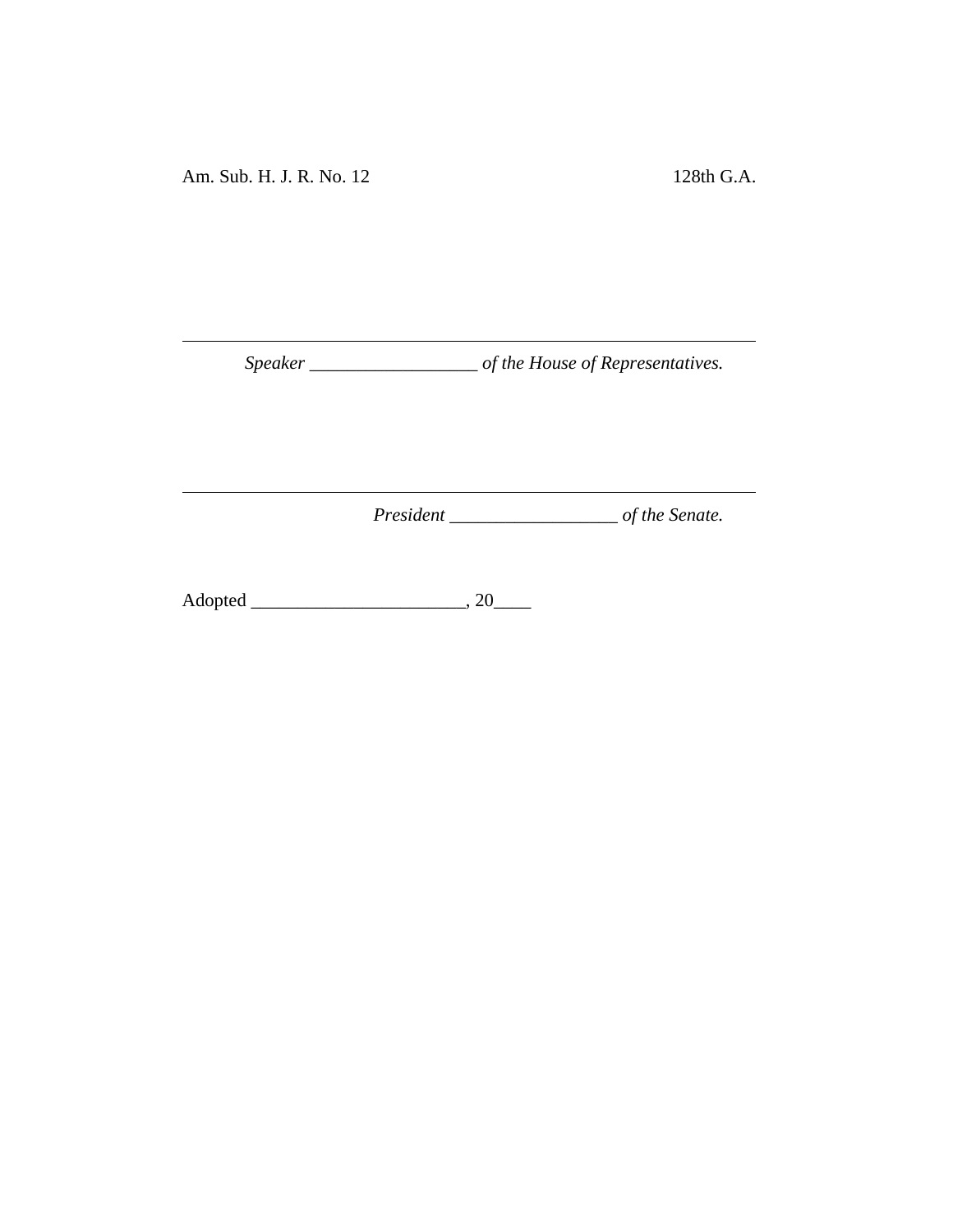Am. Sub. H. J. R. No. 12 128th G.A.

---

*Speaker ___________________ of the House of Representatives.*

---

*President ___________________ of the Senate.*

Adopted _______________________, 20____